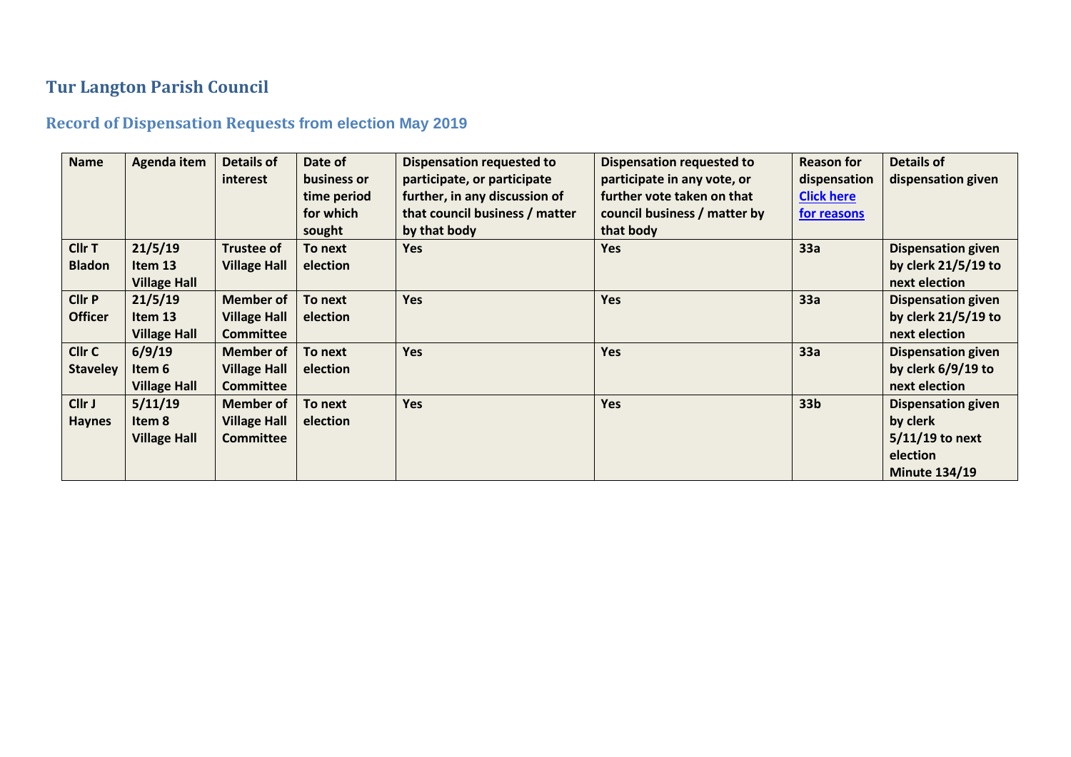# Tur Langton Parish Council

## Record of Dispensation Requests from election May 2019

| Name | Agenda item | Details of interest | Date of business or time period for which sought | Dispensation requested to participate, or participate further, in any discussion of that council business / matter by that body | Dispensation requested to participate in any vote, or further vote taken on that council business / matter by that body | Reason for dispensation [Click here for reasons] | Details of dispensation given |
|---|---|---|---|---|---|---|---|
| **Cllr T Bladon** | **21/5/19 Item 13 Village Hall** | **Trustee of Village Hall** | **To next election** | **Yes** | **Yes** | **33a** | **Dispensation given by clerk 21/5/19 to next election** |
| **Cllr P Officer** | **21/5/19 Item 13 Village Hall** | **Member of Village Hall Committee** | **To next election** | **Yes** | **Yes** | **33a** | **Dispensation given by clerk 21/5/19 to next election** |
| **Cllr C Staveley** | **6/9/19 Item 6 Village Hall** | **Member of Village Hall Committee** | **To next election** | **Yes** | **Yes** | **33a** | **Dispensation given by clerk 6/9/19 to next election** |
| **Cllr J Haynes** | **5/11/19 Item 8 Village Hall** | **Member of Village Hall Committee** | **To next election** | **Yes** | **Yes** | **33b** | **Dispensation given by clerk 5/11/19 to next election Minute 134/19** |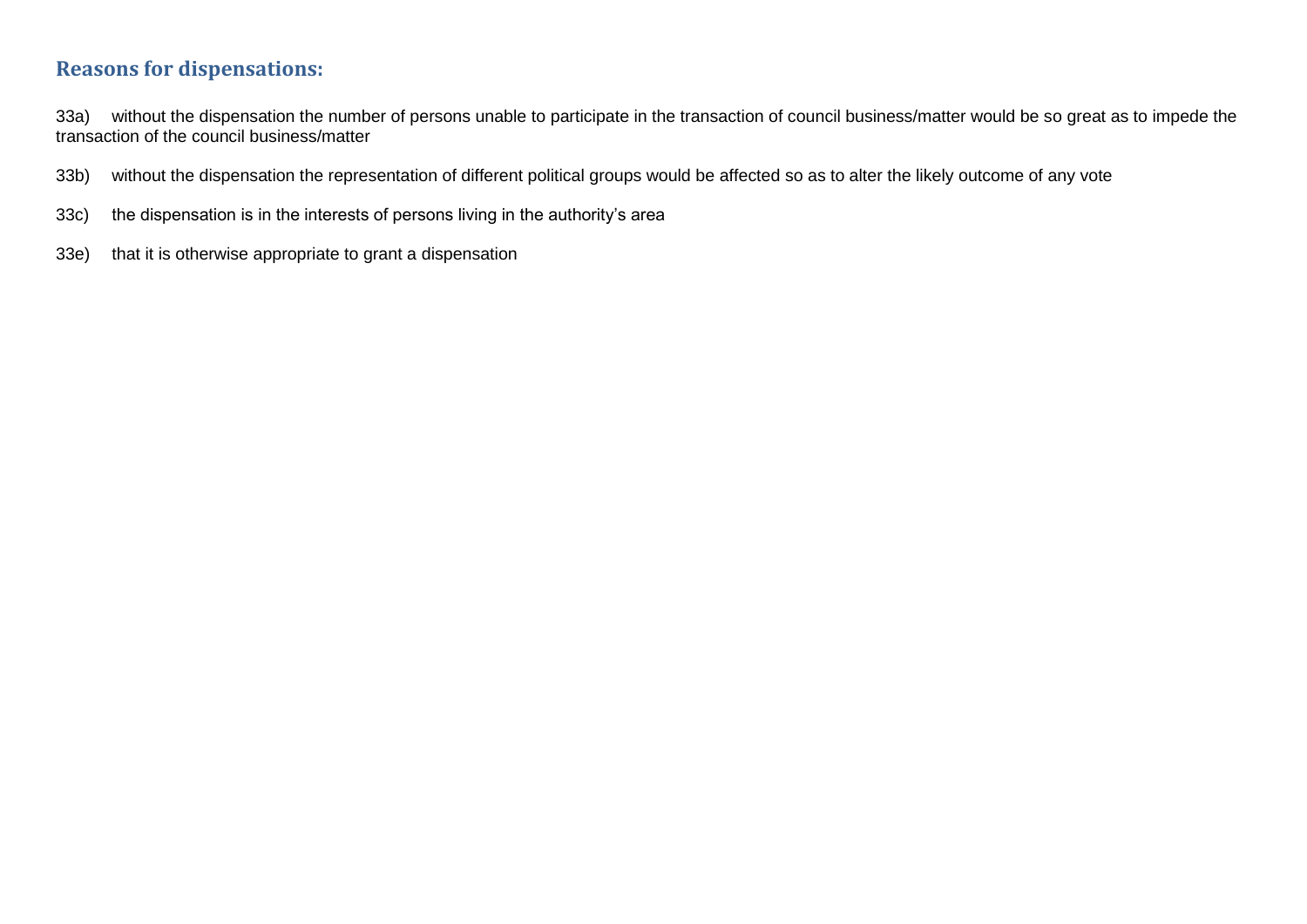## Reasons for dispensations:

33a) without the dispensation the number of persons unable to participate in the transaction of council business/matter would be so great as to impede the transaction of the council business/matter

33b) without the dispensation the representation of different political groups would be affected so as to alter the likely outcome of any vote

33c) the dispensation is in the interests of persons living in the authority's area

33e) that it is otherwise appropriate to grant a dispensation